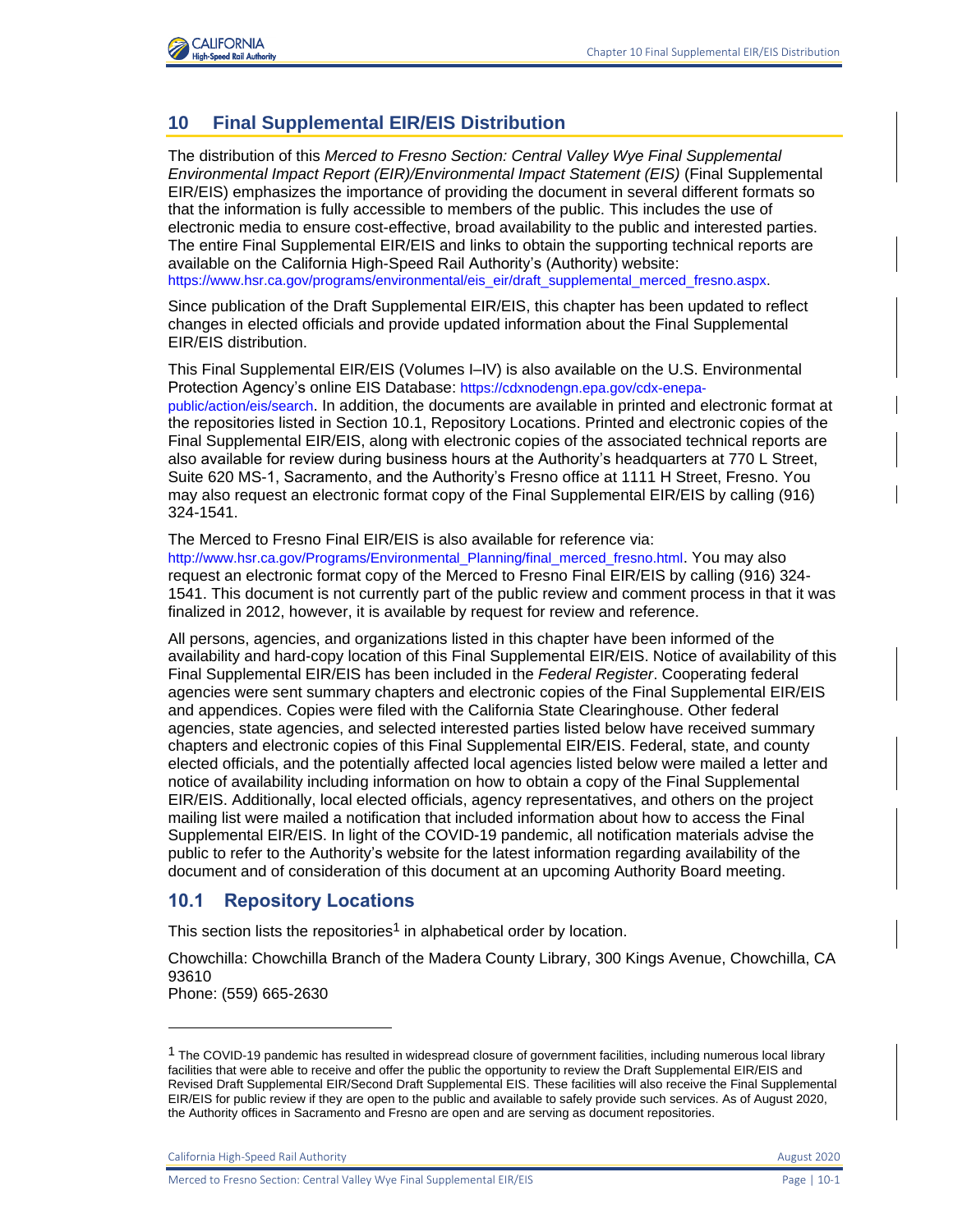# 10 Final Supplemental EIR/EIS Distribution

The distribution of this *Merced to Fresno Section: Central Valley Wye Final Supplemental Environmental Impact Report (EIR)/Environmental Impact Statement (EIS)* (Final Supplemental EIR/EIS) emphasizes the importance of providing the document in several different formats so that the information is fully accessible to members of the public. This includes the use of electronic media to ensure cost-effective, broad availability to the public and interested parties. The entire Final Supplemental EIR/EIS and links to obtain the supporting technical reports are available on the California High-Speed Rail Authority's (Authority) website: https://www.hsr.ca.gov/programs/environmental/eis_eir/draft_supplemental_merced_fresno.aspx.

Since publication of the Draft Supplemental EIR/EIS, this chapter has been updated to reflect changes in elected officials and provide updated information about the Final Supplemental EIR/EIS distribution.

This Final Supplemental EIR/EIS (Volumes I–IV) is also available on the U.S. Environmental Protection Agency's online EIS Database: https://cdxnodengn.epa.gov/cdx-enepa-public/action/eis/search. In addition, the documents are available in printed and electronic format at the repositories listed in Section 10.1, Repository Locations. Printed and electronic copies of the Final Supplemental EIR/EIS, along with electronic copies of the associated technical reports are also available for review during business hours at the Authority's headquarters at 770 L Street, Suite 620 MS-1, Sacramento, and the Authority's Fresno office at 1111 H Street, Fresno. You may also request an electronic format copy of the Final Supplemental EIR/EIS by calling (916) 324-1541.

The Merced to Fresno Final EIR/EIS is also available for reference via: http://www.hsr.ca.gov/Programs/Environmental_Planning/final_merced_fresno.html. You may also request an electronic format copy of the Merced to Fresno Final EIR/EIS by calling (916) 324-1541. This document is not currently part of the public review and comment process in that it was finalized in 2012, however, it is available by request for review and reference.

All persons, agencies, and organizations listed in this chapter have been informed of the availability and hard-copy location of this Final Supplemental EIR/EIS. Notice of availability of this Final Supplemental EIR/EIS has been included in the *Federal Register*. Cooperating federal agencies were sent summary chapters and electronic copies of the Final Supplemental EIR/EIS and appendices. Copies were filed with the California State Clearinghouse. Other federal agencies, state agencies, and selected interested parties listed below have received summary chapters and electronic copies of this Final Supplemental EIR/EIS. Federal, state, and county elected officials, and the potentially affected local agencies listed below were mailed a letter and notice of availability including information on how to obtain a copy of the Final Supplemental EIR/EIS. Additionally, local elected officials, agency representatives, and others on the project mailing list were mailed a notification that included information about how to access the Final Supplemental EIR/EIS. In light of the COVID-19 pandemic, all notification materials advise the public to refer to the Authority's website for the latest information regarding availability of the document and of consideration of this document at an upcoming Authority Board meeting.

## 10.1 Repository Locations

This section lists the repositories[1] in alphabetical order by location.

Chowchilla: Chowchilla Branch of the Madera County Library, 300 Kings Avenue, Chowchilla, CA 93610
Phone: (559) 665-2630

---

[1] The COVID-19 pandemic has resulted in widespread closure of government facilities, including numerous local library facilities that were able to receive and offer the public the opportunity to review the Draft Supplemental EIR/EIS and Revised Draft Supplemental EIR/Second Draft Supplemental EIS. These facilities will also receive the Final Supplemental EIR/EIS for public review if they are open to the public and available to safely provide such services. As of August 2020, the Authority offices in Sacramento and Fresno are open and are serving as document repositories.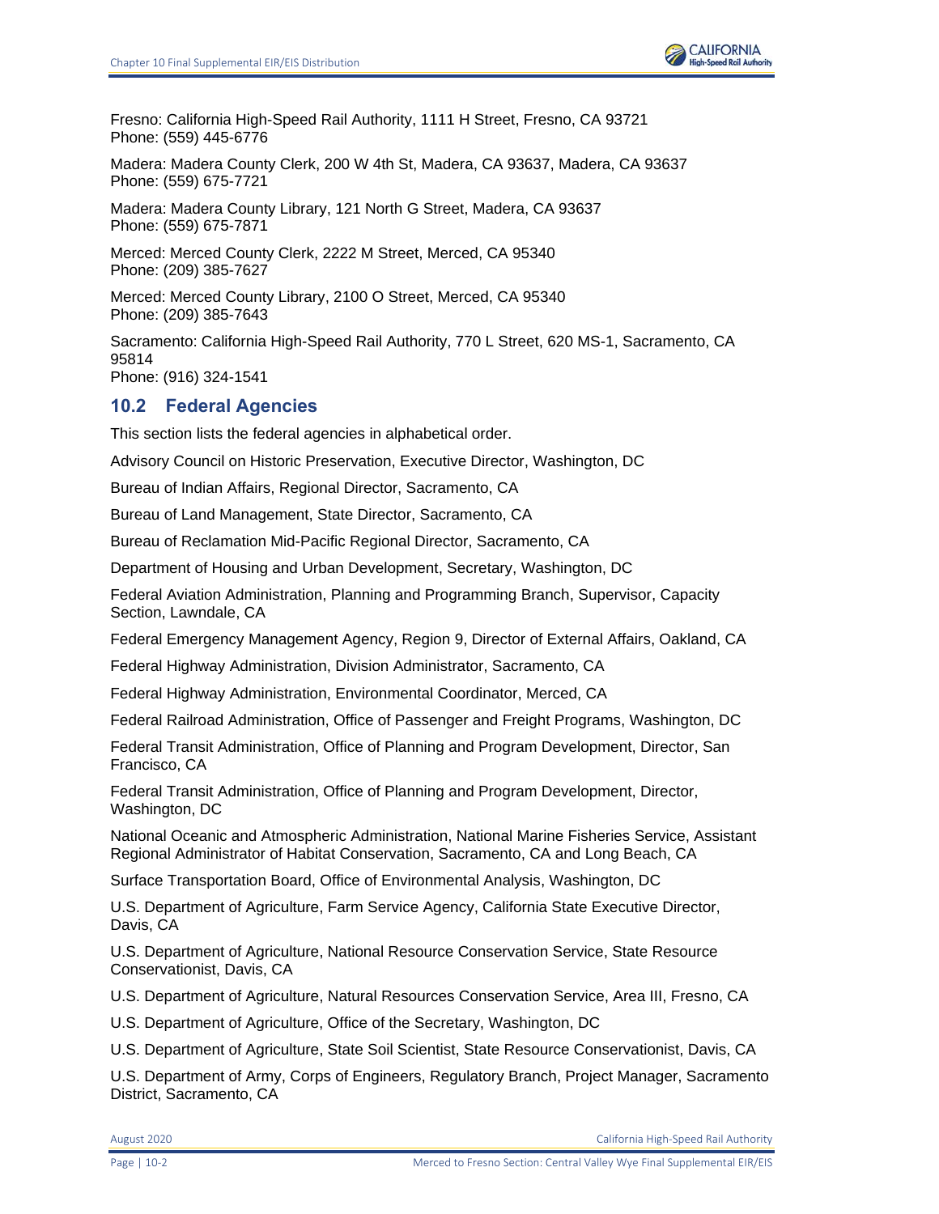Fresno: California High-Speed Rail Authority, 1111 H Street, Fresno, CA 93721
Phone: (559) 445-6776

Madera: Madera County Clerk, 200 W 4th St, Madera, CA 93637, Madera, CA 93637
Phone: (559) 675-7721

Madera: Madera County Library, 121 North G Street, Madera, CA 93637
Phone: (559) 675-7871

Merced: Merced County Clerk, 2222 M Street, Merced, CA 95340
Phone: (209) 385-7627

Merced: Merced County Library, 2100 O Street, Merced, CA 95340
Phone: (209) 385-7643

Sacramento: California High-Speed Rail Authority, 770 L Street, 620 MS-1, Sacramento, CA 95814
Phone: (916) 324-1541

## 10.2 Federal Agencies

This section lists the federal agencies in alphabetical order.

Advisory Council on Historic Preservation, Executive Director, Washington, DC

Bureau of Indian Affairs, Regional Director, Sacramento, CA

Bureau of Land Management, State Director, Sacramento, CA

Bureau of Reclamation Mid-Pacific Regional Director, Sacramento, CA

Department of Housing and Urban Development, Secretary, Washington, DC

Federal Aviation Administration, Planning and Programming Branch, Supervisor, Capacity Section, Lawndale, CA

Federal Emergency Management Agency, Region 9, Director of External Affairs, Oakland, CA

Federal Highway Administration, Division Administrator, Sacramento, CA

Federal Highway Administration, Environmental Coordinator, Merced, CA

Federal Railroad Administration, Office of Passenger and Freight Programs, Washington, DC

Federal Transit Administration, Office of Planning and Program Development, Director, San Francisco, CA

Federal Transit Administration, Office of Planning and Program Development, Director, Washington, DC

National Oceanic and Atmospheric Administration, National Marine Fisheries Service, Assistant Regional Administrator of Habitat Conservation, Sacramento, CA and Long Beach, CA

Surface Transportation Board, Office of Environmental Analysis, Washington, DC

U.S. Department of Agriculture, Farm Service Agency, California State Executive Director, Davis, CA

U.S. Department of Agriculture, National Resource Conservation Service, State Resource Conservationist, Davis, CA

U.S. Department of Agriculture, Natural Resources Conservation Service, Area III, Fresno, CA

U.S. Department of Agriculture, Office of the Secretary, Washington, DC

U.S. Department of Agriculture, State Soil Scientist, State Resource Conservationist, Davis, CA

U.S. Department of Army, Corps of Engineers, Regulatory Branch, Project Manager, Sacramento District, Sacramento, CA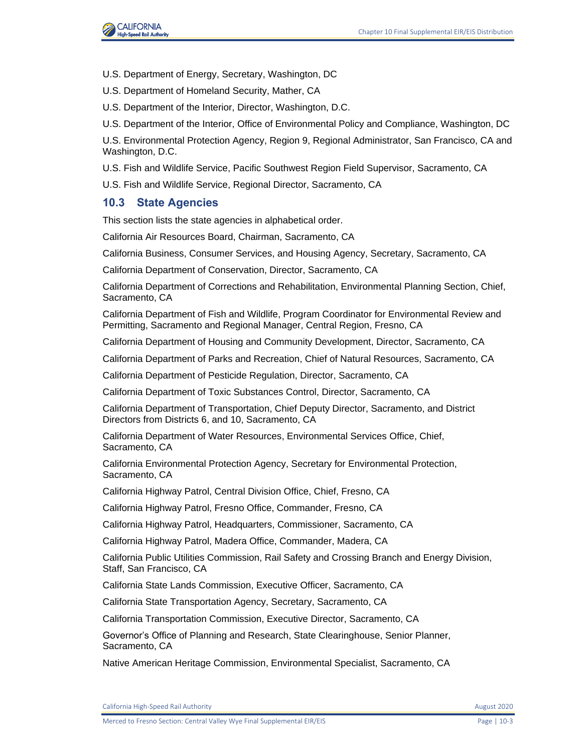U.S. Department of Energy, Secretary, Washington, DC

U.S. Department of Homeland Security, Mather, CA

U.S. Department of the Interior, Director, Washington, D.C.

U.S. Department of the Interior, Office of Environmental Policy and Compliance, Washington, DC

U.S. Environmental Protection Agency, Region 9, Regional Administrator, San Francisco, CA and Washington, D.C.

U.S. Fish and Wildlife Service, Pacific Southwest Region Field Supervisor, Sacramento, CA

U.S. Fish and Wildlife Service, Regional Director, Sacramento, CA

## 10.3 State Agencies

This section lists the state agencies in alphabetical order.

California Air Resources Board, Chairman, Sacramento, CA

California Business, Consumer Services, and Housing Agency, Secretary, Sacramento, CA

California Department of Conservation, Director, Sacramento, CA

California Department of Corrections and Rehabilitation, Environmental Planning Section, Chief, Sacramento, CA

California Department of Fish and Wildlife, Program Coordinator for Environmental Review and Permitting, Sacramento and Regional Manager, Central Region, Fresno, CA

California Department of Housing and Community Development, Director, Sacramento, CA

California Department of Parks and Recreation, Chief of Natural Resources, Sacramento, CA

California Department of Pesticide Regulation, Director, Sacramento, CA

California Department of Toxic Substances Control, Director, Sacramento, CA

California Department of Transportation, Chief Deputy Director, Sacramento, and District Directors from Districts 6, and 10, Sacramento, CA

California Department of Water Resources, Environmental Services Office, Chief, Sacramento, CA

California Environmental Protection Agency, Secretary for Environmental Protection, Sacramento, CA

California Highway Patrol, Central Division Office, Chief, Fresno, CA

California Highway Patrol, Fresno Office, Commander, Fresno, CA

California Highway Patrol, Headquarters, Commissioner, Sacramento, CA

California Highway Patrol, Madera Office, Commander, Madera, CA

California Public Utilities Commission, Rail Safety and Crossing Branch and Energy Division, Staff, San Francisco, CA

California State Lands Commission, Executive Officer, Sacramento, CA

California State Transportation Agency, Secretary, Sacramento, CA

California Transportation Commission, Executive Director, Sacramento, CA

Governor's Office of Planning and Research, State Clearinghouse, Senior Planner, Sacramento, CA

Native American Heritage Commission, Environmental Specialist, Sacramento, CA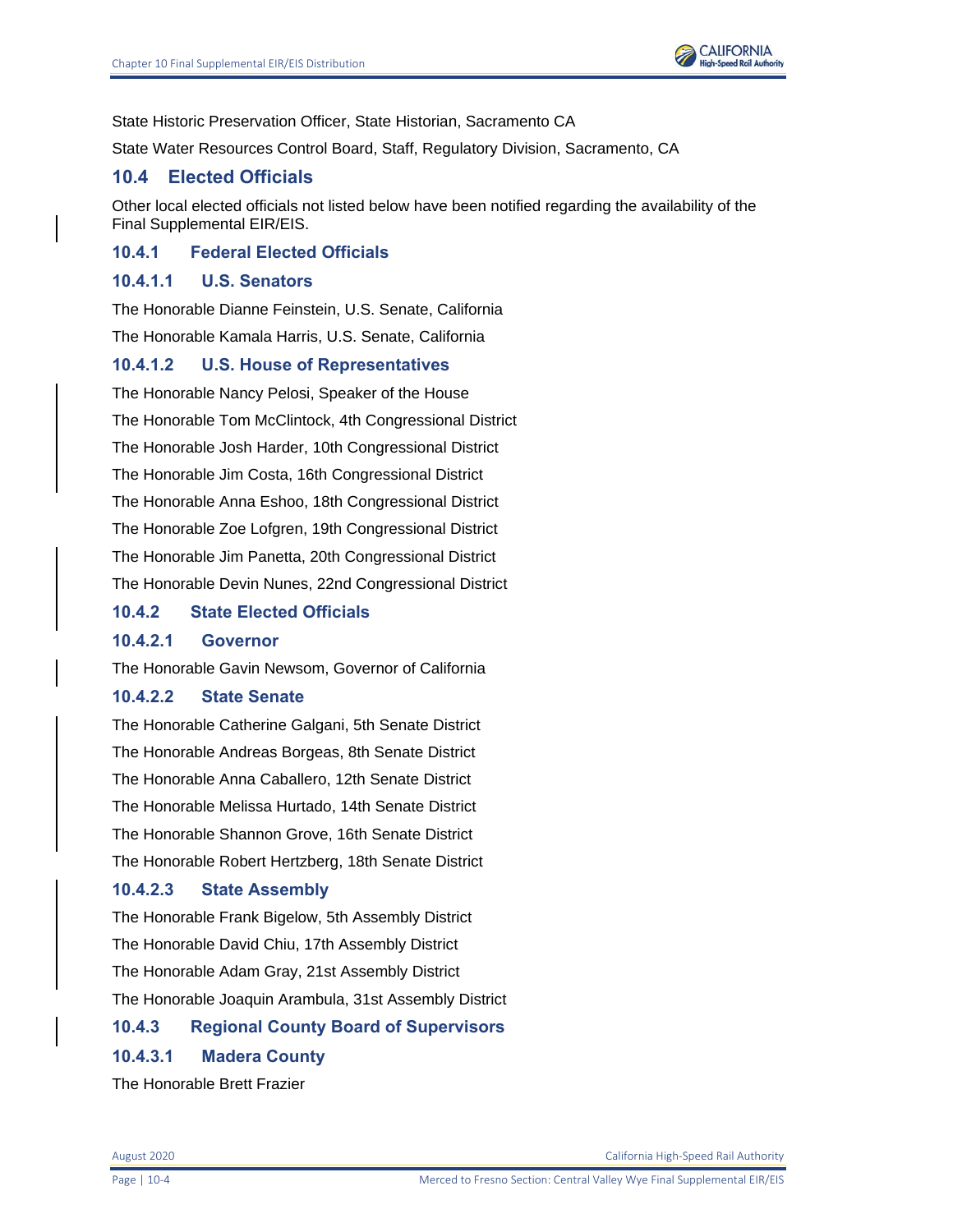State Historic Preservation Officer, State Historian, Sacramento CA

State Water Resources Control Board, Staff, Regulatory Division, Sacramento, CA

## 10.4 Elected Officials

Other local elected officials not listed below have been notified regarding the availability of the Final Supplemental EIR/EIS.

### 10.4.1 Federal Elected Officials

#### 10.4.1.1 U.S. Senators

The Honorable Dianne Feinstein, U.S. Senate, California

The Honorable Kamala Harris, U.S. Senate, California

#### 10.4.1.2 U.S. House of Representatives

The Honorable Nancy Pelosi, Speaker of the House

The Honorable Tom McClintock, 4th Congressional District

The Honorable Josh Harder, 10th Congressional District

The Honorable Jim Costa, 16th Congressional District

The Honorable Anna Eshoo, 18th Congressional District

The Honorable Zoe Lofgren, 19th Congressional District

The Honorable Jim Panetta, 20th Congressional District

The Honorable Devin Nunes, 22nd Congressional District

### 10.4.2 State Elected Officials

#### 10.4.2.1 Governor

The Honorable Gavin Newsom, Governor of California

#### 10.4.2.2 State Senate

The Honorable Catherine Galgani, 5th Senate District

The Honorable Andreas Borgeas, 8th Senate District

The Honorable Anna Caballero, 12th Senate District

The Honorable Melissa Hurtado, 14th Senate District

The Honorable Shannon Grove, 16th Senate District

The Honorable Robert Hertzberg, 18th Senate District

#### 10.4.2.3 State Assembly

The Honorable Frank Bigelow, 5th Assembly District

The Honorable David Chiu, 17th Assembly District

The Honorable Adam Gray, 21st Assembly District

The Honorable Joaquin Arambula, 31st Assembly District

### 10.4.3 Regional County Board of Supervisors

#### 10.4.3.1 Madera County

The Honorable Brett Frazier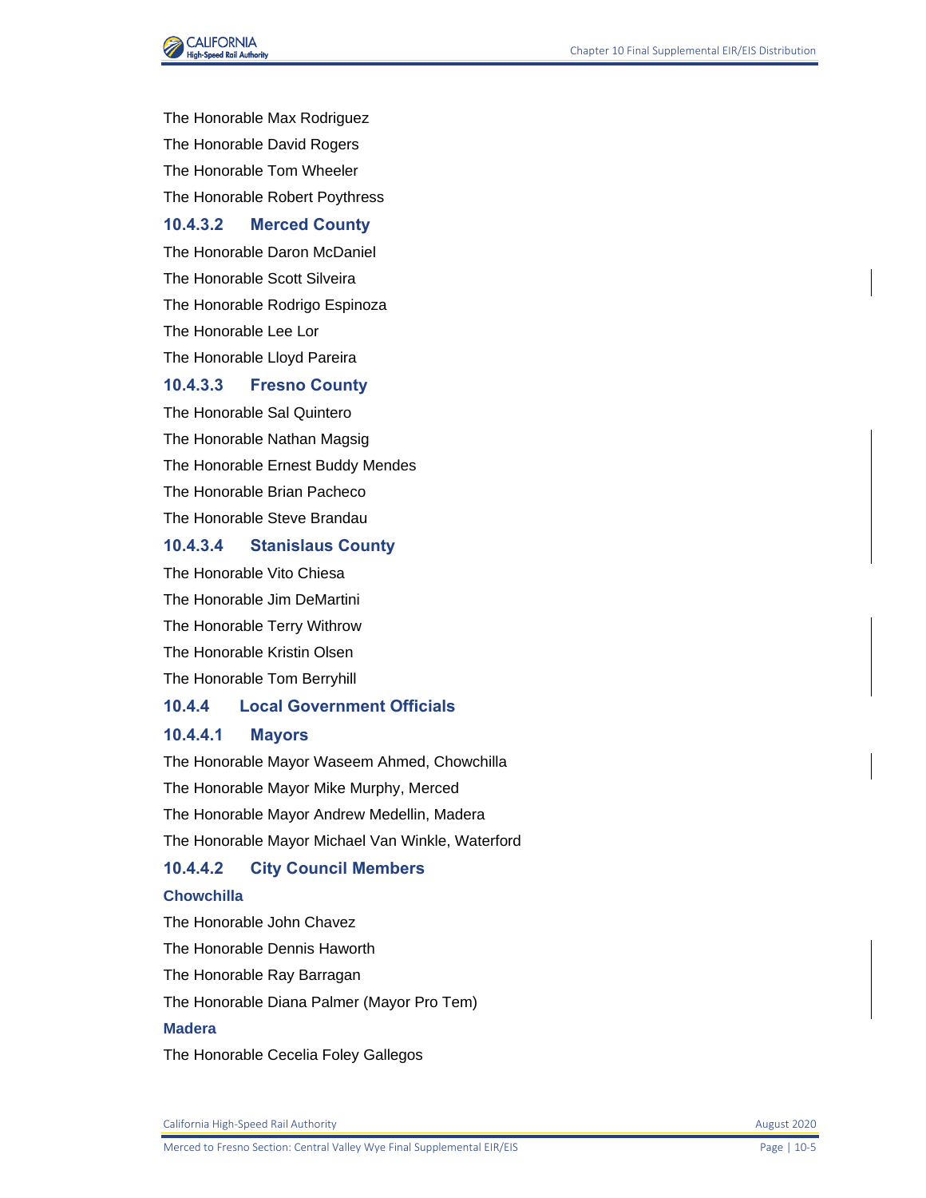The Honorable Max Rodriguez

The Honorable David Rogers

The Honorable Tom Wheeler

The Honorable Robert Poythress

#### 10.4.3.2 Merced County

The Honorable Daron McDaniel

The Honorable Scott Silveira

The Honorable Rodrigo Espinoza

The Honorable Lee Lor

The Honorable Lloyd Pareira

#### 10.4.3.3 Fresno County

The Honorable Sal Quintero

The Honorable Nathan Magsig

The Honorable Ernest Buddy Mendes

The Honorable Brian Pacheco

The Honorable Steve Brandau

#### 10.4.3.4 Stanislaus County

The Honorable Vito Chiesa

The Honorable Jim DeMartini

The Honorable Terry Withrow

The Honorable Kristin Olsen

The Honorable Tom Berryhill

### 10.4.4 Local Government Officials

#### 10.4.4.1 Mayors

The Honorable Mayor Waseem Ahmed, Chowchilla

The Honorable Mayor Mike Murphy, Merced

The Honorable Mayor Andrew Medellin, Madera

The Honorable Mayor Michael Van Winkle, Waterford

#### 10.4.4.2 City Council Members

**Chowchilla**

The Honorable John Chavez

The Honorable Dennis Haworth

The Honorable Ray Barragan

The Honorable Diana Palmer (Mayor Pro Tem)

**Madera**

The Honorable Cecelia Foley Gallegos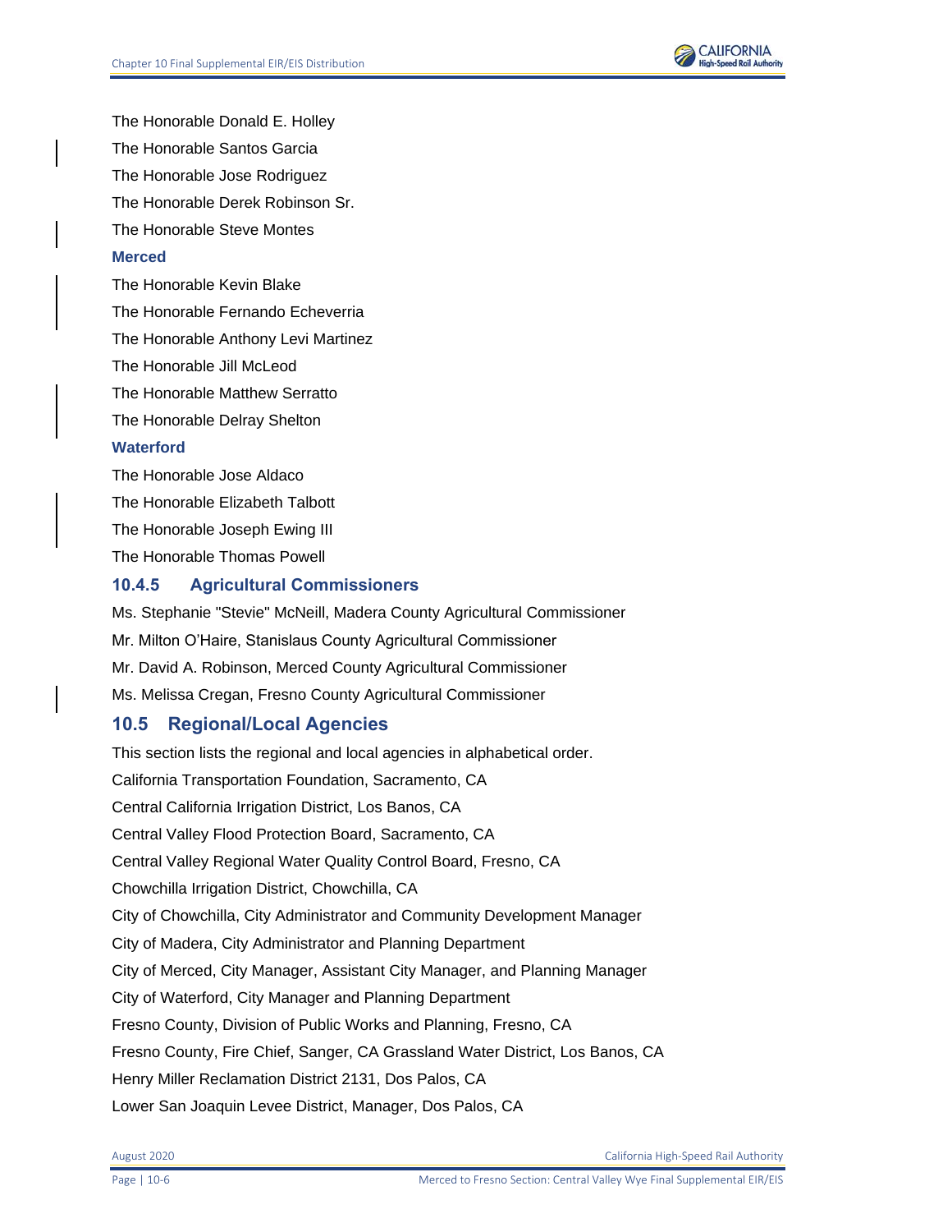The Honorable Donald E. Holley

The Honorable Santos Garcia

The Honorable Jose Rodriguez

The Honorable Derek Robinson Sr.

The Honorable Steve Montes

**Merced**

The Honorable Kevin Blake

The Honorable Fernando Echeverria

The Honorable Anthony Levi Martinez

The Honorable Jill McLeod

The Honorable Matthew Serratto

The Honorable Delray Shelton

**Waterford**

The Honorable Jose Aldaco

The Honorable Elizabeth Talbott

The Honorable Joseph Ewing III

The Honorable Thomas Powell

### 10.4.5 Agricultural Commissioners

Ms. Stephanie "Stevie" McNeill, Madera County Agricultural Commissioner

Mr. Milton O'Haire, Stanislaus County Agricultural Commissioner

Mr. David A. Robinson, Merced County Agricultural Commissioner

Ms. Melissa Cregan, Fresno County Agricultural Commissioner

## 10.5 Regional/Local Agencies

This section lists the regional and local agencies in alphabetical order.

California Transportation Foundation, Sacramento, CA

Central California Irrigation District, Los Banos, CA

Central Valley Flood Protection Board, Sacramento, CA

Central Valley Regional Water Quality Control Board, Fresno, CA

Chowchilla Irrigation District, Chowchilla, CA

City of Chowchilla, City Administrator and Community Development Manager

City of Madera, City Administrator and Planning Department

City of Merced, City Manager, Assistant City Manager, and Planning Manager

City of Waterford, City Manager and Planning Department

Fresno County, Division of Public Works and Planning, Fresno, CA

Fresno County, Fire Chief, Sanger, CA Grassland Water District, Los Banos, CA

Henry Miller Reclamation District 2131, Dos Palos, CA

Lower San Joaquin Levee District, Manager, Dos Palos, CA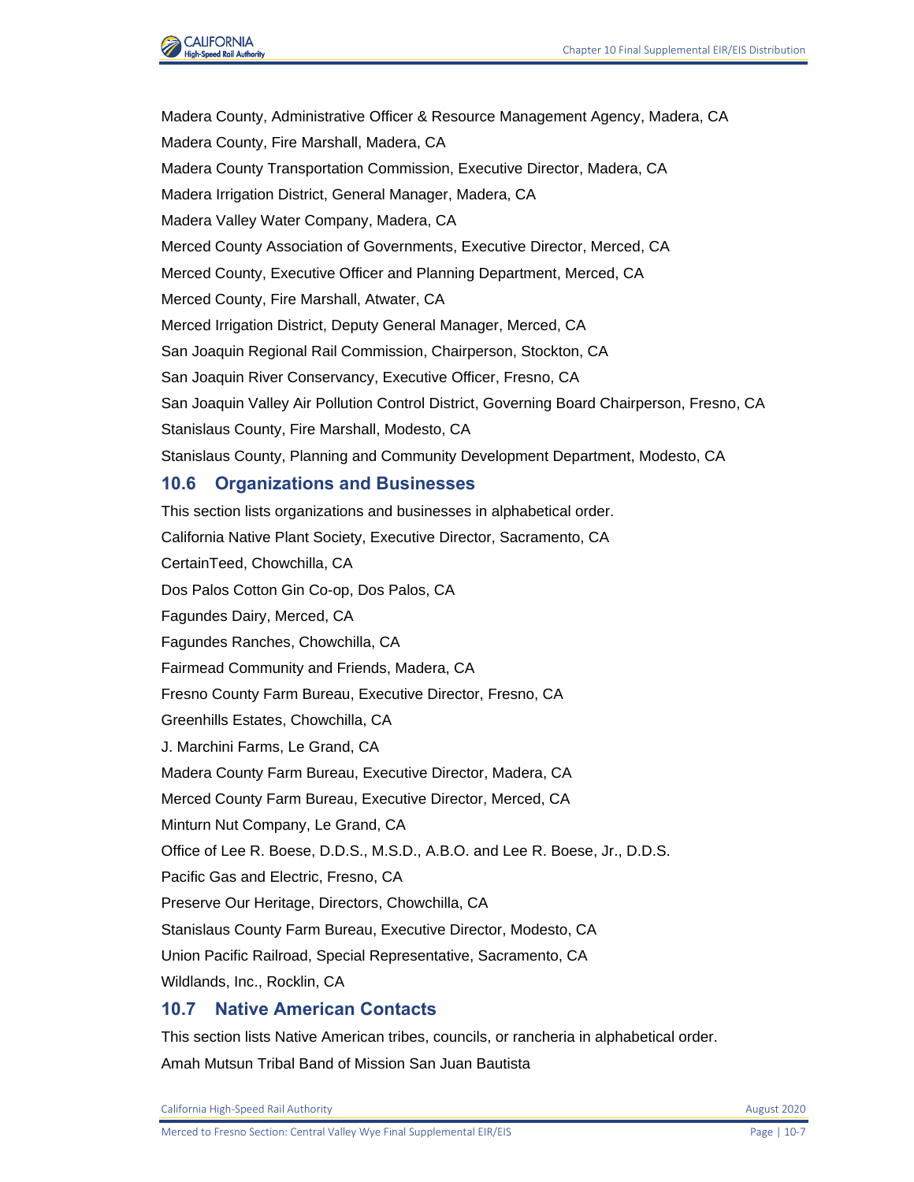Madera County, Administrative Officer & Resource Management Agency, Madera, CA

Madera County, Fire Marshall, Madera, CA

Madera County Transportation Commission, Executive Director, Madera, CA

Madera Irrigation District, General Manager, Madera, CA

Madera Valley Water Company, Madera, CA

Merced County Association of Governments, Executive Director, Merced, CA

Merced County, Executive Officer and Planning Department, Merced, CA

Merced County, Fire Marshall, Atwater, CA

Merced Irrigation District, Deputy General Manager, Merced, CA

San Joaquin Regional Rail Commission, Chairperson, Stockton, CA

San Joaquin River Conservancy, Executive Officer, Fresno, CA

San Joaquin Valley Air Pollution Control District, Governing Board Chairperson, Fresno, CA

Stanislaus County, Fire Marshall, Modesto, CA

Stanislaus County, Planning and Community Development Department, Modesto, CA

## 10.6 Organizations and Businesses

This section lists organizations and businesses in alphabetical order.

California Native Plant Society, Executive Director, Sacramento, CA

CertainTeed, Chowchilla, CA

Dos Palos Cotton Gin Co-op, Dos Palos, CA

Fagundes Dairy, Merced, CA

Fagundes Ranches, Chowchilla, CA

Fairmead Community and Friends, Madera, CA

Fresno County Farm Bureau, Executive Director, Fresno, CA

Greenhills Estates, Chowchilla, CA

J. Marchini Farms, Le Grand, CA

Madera County Farm Bureau, Executive Director, Madera, CA

Merced County Farm Bureau, Executive Director, Merced, CA

Minturn Nut Company, Le Grand, CA

Office of Lee R. Boese, D.D.S., M.S.D., A.B.O. and Lee R. Boese, Jr., D.D.S.

Pacific Gas and Electric, Fresno, CA

Preserve Our Heritage, Directors, Chowchilla, CA

Stanislaus County Farm Bureau, Executive Director, Modesto, CA

Union Pacific Railroad, Special Representative, Sacramento, CA

Wildlands, Inc., Rocklin, CA

## 10.7 Native American Contacts

This section lists Native American tribes, councils, or rancheria in alphabetical order.

Amah Mutsun Tribal Band of Mission San Juan Bautista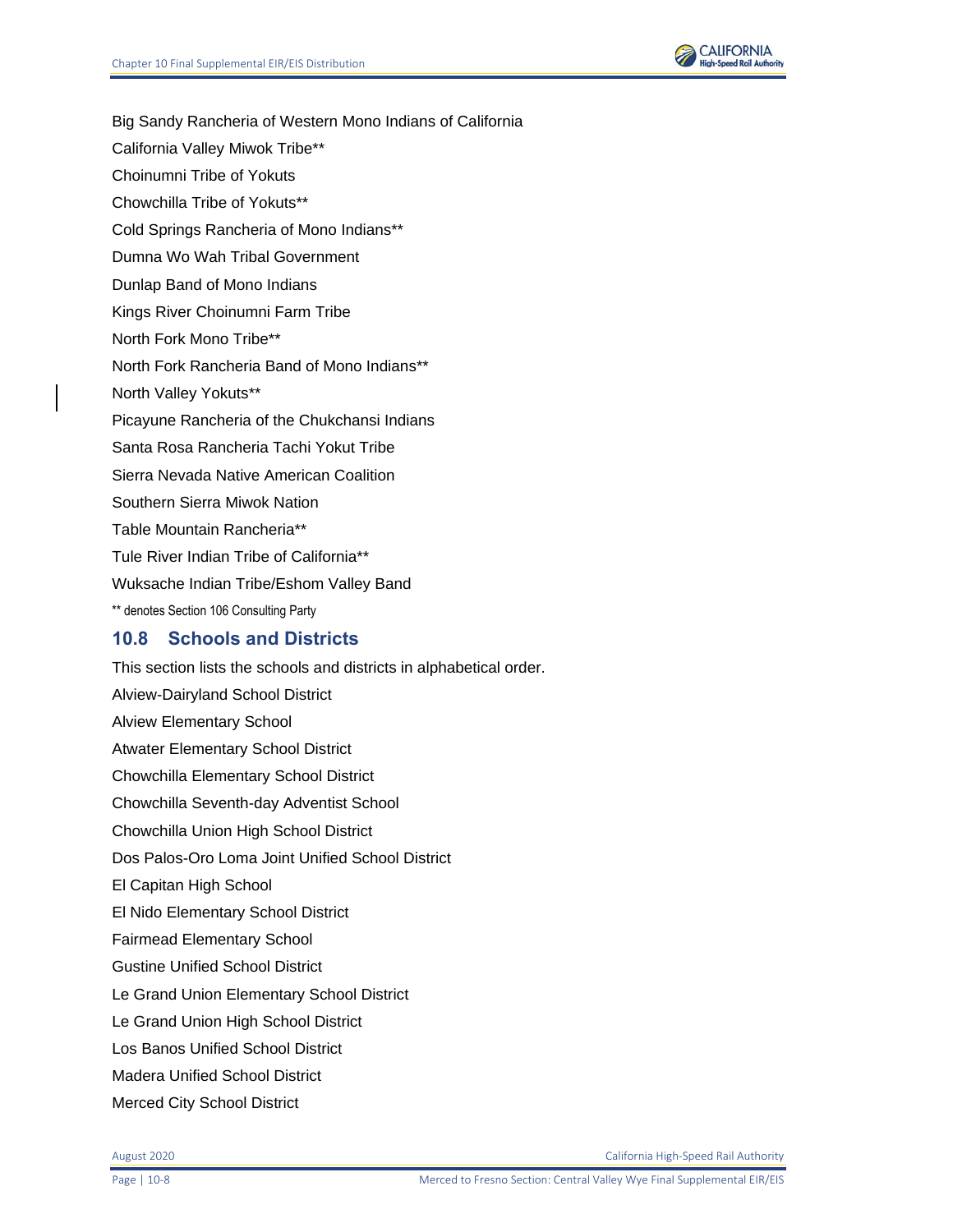Big Sandy Rancheria of Western Mono Indians of California

California Valley Miwok Tribe**

Choinumni Tribe of Yokuts

Chowchilla Tribe of Yokuts**

Cold Springs Rancheria of Mono Indians**

Dumna Wo Wah Tribal Government

Dunlap Band of Mono Indians

Kings River Choinumni Farm Tribe

North Fork Mono Tribe**

North Fork Rancheria Band of Mono Indians**

North Valley Yokuts**

Picayune Rancheria of the Chukchansi Indians

Santa Rosa Rancheria Tachi Yokut Tribe

Sierra Nevada Native American Coalition

Southern Sierra Miwok Nation

Table Mountain Rancheria**

Tule River Indian Tribe of California**

Wuksache Indian Tribe/Eshom Valley Band

** denotes Section 106 Consulting Party

## 10.8 Schools and Districts

This section lists the schools and districts in alphabetical order.

Alview-Dairyland School District

Alview Elementary School

Atwater Elementary School District

Chowchilla Elementary School District

Chowchilla Seventh-day Adventist School

Chowchilla Union High School District

Dos Palos-Oro Loma Joint Unified School District

El Capitan High School

El Nido Elementary School District

Fairmead Elementary School

Gustine Unified School District

Le Grand Union Elementary School District

Le Grand Union High School District

Los Banos Unified School District

Madera Unified School District

Merced City School District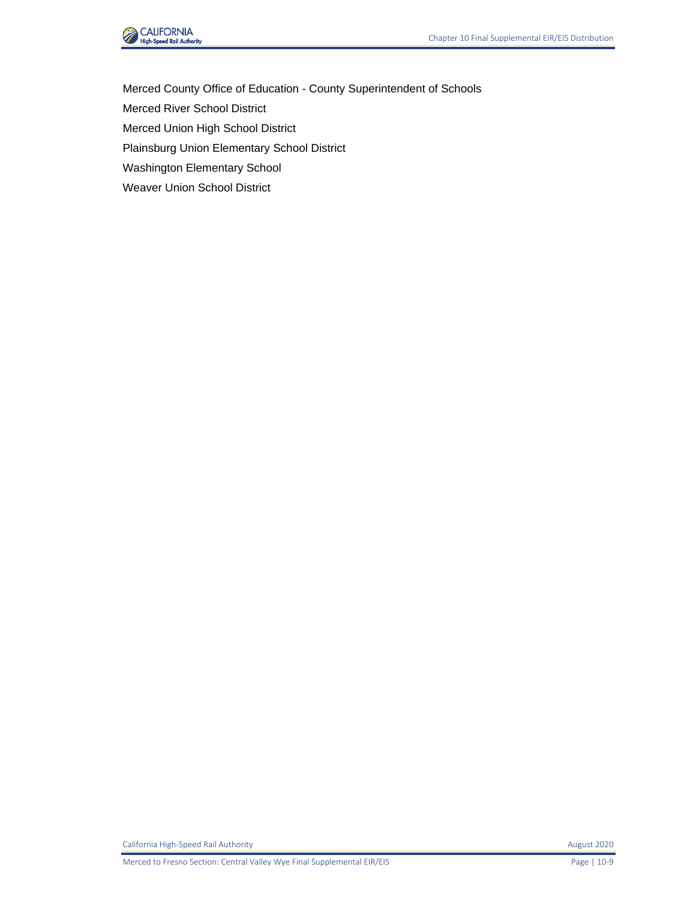Merced County Office of Education - County Superintendent of Schools

Merced River School District

Merced Union High School District

Plainsburg Union Elementary School District

Washington Elementary School

Weaver Union School District